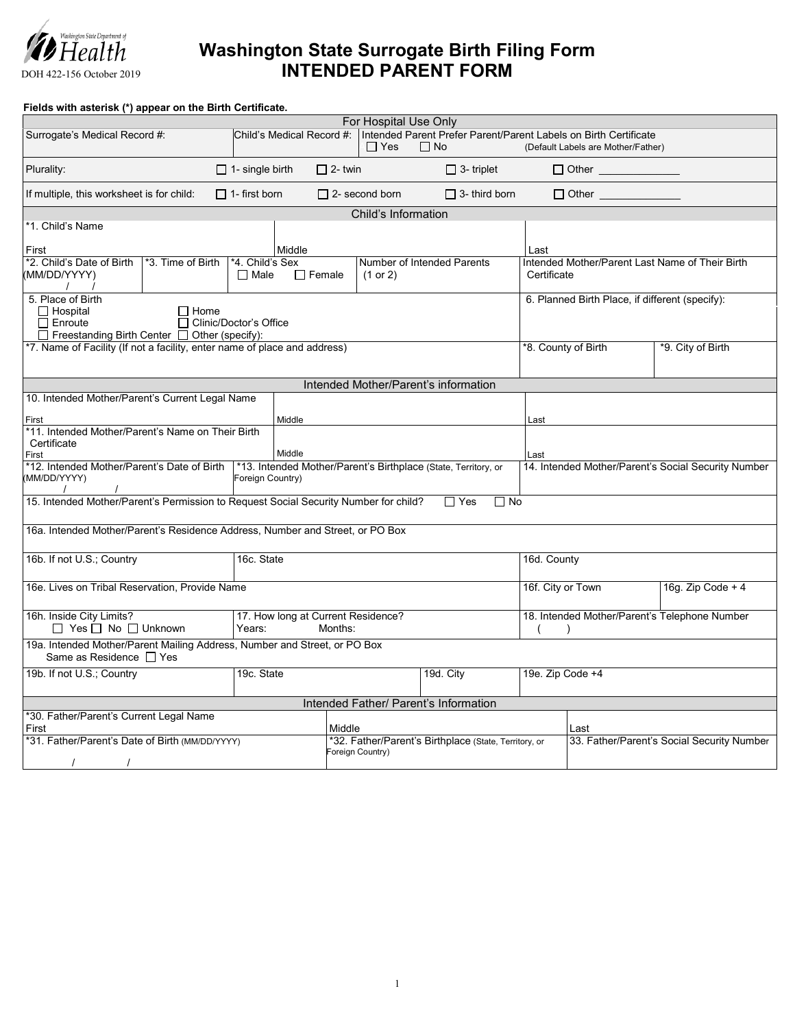Washington State Department of Health

DOH 422-156 October 2019

# Washington State Surrogate Birth Filing Form
# INTENDED PARENT FORM

**Fields with asterisk (*) appear on the Birth Certificate.**

## For Hospital Use Only

| Surrogate's Medical Record #: | Child's Medical Record #: | Intended Parent Prefer Parent/Parent Labels on Birth Certificate ☐ Yes ☐ No (Default Labels are Mother/Father) |
|---|---|---|

Plurality: ☐ 1- single birth ☐ 2- twin ☐ 3- triplet ☐ Other ______________

If multiple, this worksheet is for child: ☐ 1- first born ☐ 2- second born ☐ 3- third born ☐ Other ______________

## Child's Information

| *1. Child's Name First | Middle | Last |
|---|---|---|

| *2. Child's Date of Birth (MM/DD/YYYY) / / | *3. Time of Birth | *4. Child's Sex ☐ Male ☐ Female | Number of Intended Parents (1 or 2) | Intended Mother/Parent Last Name of Their Birth Certificate |
|---|---|---|---|---|

| 5. Place of Birth ☐ Hospital ☐ Home ☐ Enroute ☐ Clinic/Doctor's Office ☐ Freestanding Birth Center ☐ Other (specify): | 6. Planned Birth Place, if different (specify): |
|---|---|

| *7. Name of Facility (If not a facility, enter name of place and address) | *8. County of Birth | *9. City of Birth |
|---|---|---|

## Intended Mother/Parent's information

| 10. Intended Mother/Parent's Current Legal Name First | Middle | Last |
|---|---|---|
| *11. Intended Mother/Parent's Name on Their Birth Certificate First | Middle | Last |

| *12. Intended Mother/Parent's Date of Birth (MM/DD/YYYY) / / | *13. Intended Mother/Parent's Birthplace (State, Territory, or Foreign Country) | 14. Intended Mother/Parent's Social Security Number |
|---|---|---|

15. Intended Mother/Parent's Permission to Request Social Security Number for child? ☐ Yes ☐ No

16a. Intended Mother/Parent's Residence Address, Number and Street, or PO Box

| 16b. If not U.S.; Country | 16c. State | 16d. County |
|---|---|---|

| 16e. Lives on Tribal Reservation, Provide Name | 16f. City or Town | 16g. Zip Code + 4 |
|---|---|---|

| 16h. Inside City Limits? ☐ Yes ☐ No ☐ Unknown | 17. How long at Current Residence? Years: Months: | 18. Intended Mother/Parent's Telephone Number ( ) |
|---|---|---|

19a. Intended Mother/Parent Mailing Address, Number and Street, or PO Box
Same as Residence ☐ Yes

| 19b. If not U.S.; Country | 19c. State | 19d. City | 19e. Zip Code +4 |
|---|---|---|---|

## Intended Father/ Parent's Information

| *30. Father/Parent's Current Legal Name First | Middle | Last |
|---|---|---|
| *31. Father/Parent's Date of Birth (MM/DD/YYYY) / / | *32. Father/Parent's Birthplace (State, Territory, or Foreign Country) | 33. Father/Parent's Social Security Number |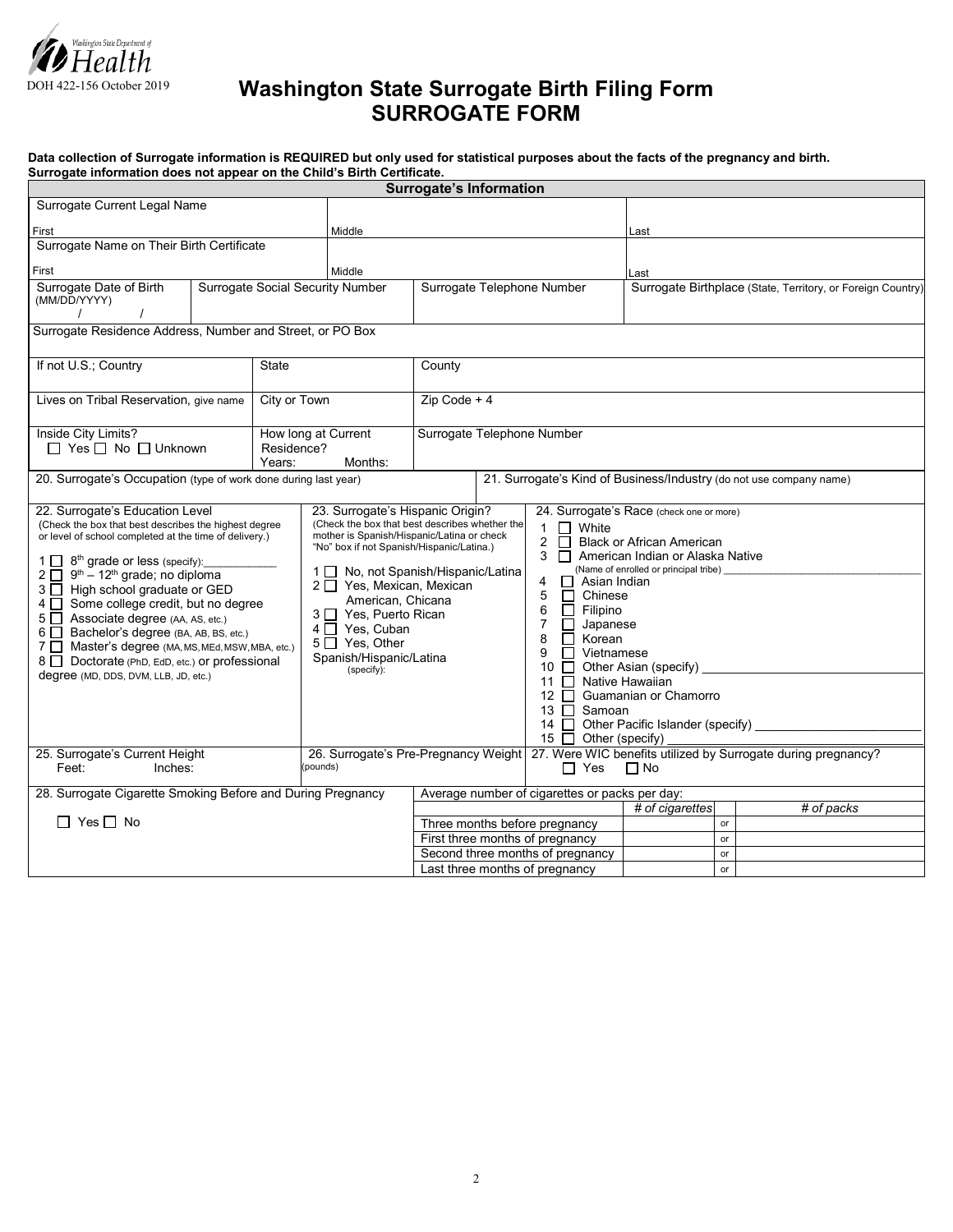Washington State Department of Health

DOH 422-156 October 2019

# Washington State Surrogate Birth Filing Form
# SURROGATE FORM

**Data collection of Surrogate information is REQUIRED but only used for statistical purposes about the facts of the pregnancy and birth. Surrogate information does not appear on the Child's Birth Certificate.**

## Surrogate's Information

| Surrogate Current Legal Name | | |
|---|---|---|
| First | Middle | Last |

| Surrogate Name on Their Birth Certificate | | |
|---|---|---|
| First | Middle | Last |

| Surrogate Date of Birth (MM/DD/YYYY) / / | Surrogate Social Security Number | Surrogate Telephone Number | Surrogate Birthplace (State, Territory, or Foreign Country) |
|---|---|---|---|

Surrogate Residence Address, Number and Street, or PO Box

| If not U.S.; Country | State | County |
|---|---|---|
| Lives on Tribal Reservation, give name | City or Town | Zip Code + 4 |
| Inside City Limits? ☐ Yes ☐ No ☐ Unknown | How long at Current Residence? Years: Months: | Surrogate Telephone Number |

| 20. Surrogate's Occupation (type of work done during last year) | 21. Surrogate's Kind of Business/Industry (do not use company name) |
|---|---|

**22. Surrogate's Education Level**
(Check the box that best describes the highest degree or level of school completed at the time of delivery.)

1 ☐ 8th grade or less (specify):___________
2 ☐ 9th – 12th grade; no diploma
3 ☐ High school graduate or GED
4 ☐ Some college credit, but no degree
5 ☐ Associate degree (AA, AS, etc.)
6 ☐ Bachelor's degree (BA, AB, BS, etc.)
7 ☐ Master's degree (MA, MS, MEd, MSW, MBA, etc.)
8 ☐ Doctorate (PhD, EdD, etc.) or professional degree (MD, DDS, DVM, LLB, JD, etc.)

**23. Surrogate's Hispanic Origin?**
(Check the box that best describes whether the mother is Spanish/Hispanic/Latina or check "No" box if not Spanish/Hispanic/Latina.)

1 ☐ No, not Spanish/Hispanic/Latina
2 ☐ Yes, Mexican, Mexican American, Chicana
3 ☐ Yes, Puerto Rican
4 ☐ Yes, Cuban
5 ☐ Yes, Other Spanish/Hispanic/Latina (specify):

**24. Surrogate's Race** (check one or more)

1 ☐ White
2 ☐ Black or African American
3 ☐ American Indian or Alaska Native (Name of enrolled or principal tribe) ___________
4 ☐ Asian Indian
5 ☐ Chinese
6 ☐ Filipino
7 ☐ Japanese
8 ☐ Korean
9 ☐ Vietnamese
10 ☐ Other Asian (specify) ___________
11 ☐ Native Hawaiian
12 ☐ Guamanian or Chamorro
13 ☐ Samoan
14 ☐ Other Pacific Islander (specify) ___________
15 ☐ Other (specify) ___________

| 25. Surrogate's Current Height Feet: Inches: | 26. Surrogate's Pre-Pregnancy Weight (pounds) | 27. Were WIC benefits utilized by Surrogate during pregnancy? ☐ Yes ☐ No |
|---|---|---|

**28. Surrogate Cigarette Smoking Before and During Pregnancy**

☐ Yes ☐ No

| Average number of cigarettes or packs per day: | # of cigarettes | | # of packs |
|---|---|---|---|
| Three months before pregnancy | | or | |
| First three months of pregnancy | | or | |
| Second three months of pregnancy | | or | |
| Last three months of pregnancy | | or | |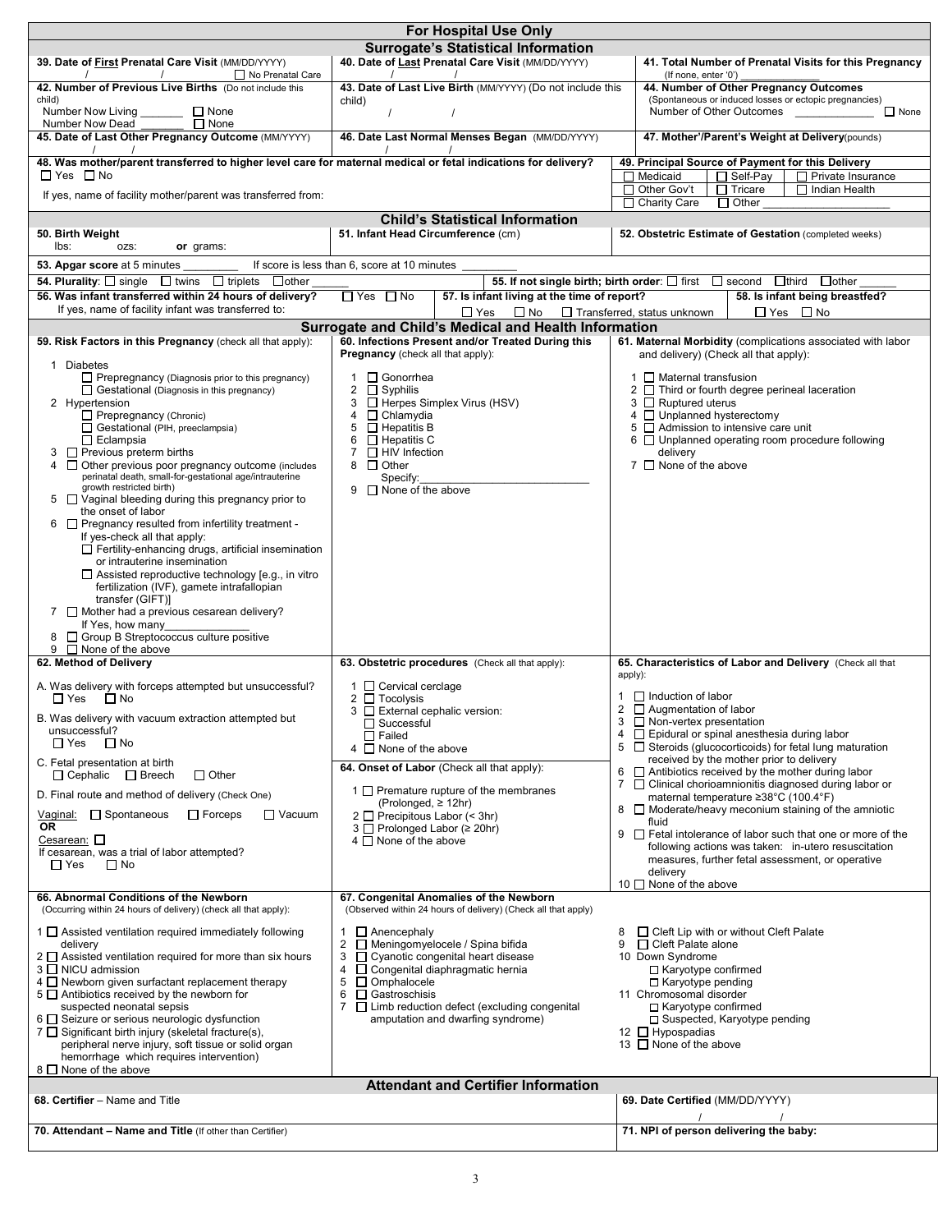## For Hospital Use Only

### Surrogate's Statistical Information

**39. Date of First Prenatal Care Visit** (MM/DD/YYYY)
/ / ☐ No Prenatal Care

**40. Date of Last Prenatal Care Visit** (MM/DD/YYYY)
/ /

**41. Total Number of Prenatal Visits for this Pregnancy**
(If none, enter '0') ____________

**42. Number of Previous Live Births** (Do not include this child)
Number Now Living _______ ☐ None
Number Now Dead _______ ☐ None

**43. Date of Last Live Birth** (MM/YYYY) (Do not include this child)
/ /

**44. Number of Other Pregnancy Outcomes**
(Spontaneous or induced losses or ectopic pregnancies)
Number of Other Outcomes ____________ ☐ None

**45. Date of Last Other Pregnancy Outcome** (MM/YYYY)
/ /

**46. Date Last Normal Menses Began** (MM/DD/YYYY)
/ /

**47. Mother'/Parent's Weight at Delivery**(pounds)

**48. Was mother/parent transferred to higher level care for maternal medical or fetal indications for delivery?**
☐ Yes ☐ No
If yes, name of facility mother/parent was transferred from:

**49. Principal Source of Payment for this Delivery**
☐ Medicaid ☐ Self-Pay ☐ Private Insurance
☐ Other Gov't ☐ Tricare ☐ Indian Health
☐ Charity Care ☐ Other ____________________

### Child's Statistical Information

**50. Birth Weight**
lbs: ozs: **or** grams:

**51. Infant Head Circumference** (cm)

**52. Obstetric Estimate of Gestation** (completed weeks)

**53. Apgar score** at 5 minutes _________ If score is less than 6, score at 10 minutes _________

**54. Plurality**: ☐ single ☐ twins ☐ triplets ☐other ______

**55. If not single birth; birth order**: ☐ first ☐ second ☐third ☐other ______

**56. Was infant transferred within 24 hours of delivery?** ☐ Yes ☐ No
If yes, name of facility infant was transferred to:

**57. Is infant living at the time of report?**
☐ Yes ☐ No ☐ Transferred, status unknown

**58. Is infant being breastfed?**
☐ Yes ☐ No

### Surrogate and Child's Medical and Health Information

**59. Risk Factors in this Pregnancy** (check all that apply):

1 Diabetes
- ☐ Prepregnancy (Diagnosis prior to this pregnancy)
- ☐ Gestational (Diagnosis in this pregnancy)

2 Hypertension
- ☐ Prepregnancy (Chronic)
- ☐ Gestational (PIH, preeclampsia)
- ☐ Eclampsia

3 ☐ Previous preterm births
4 ☐ Other previous poor pregnancy outcome (includes perinatal death, small-for-gestational age/intrauterine growth restricted birth)
5 ☐ Vaginal bleeding during this pregnancy prior to the onset of labor
6 ☐ Pregnancy resulted from infertility treatment - If yes-check all that apply:
- ☐ Fertility-enhancing drugs, artificial insemination or intrauterine insemination
- ☐ Assisted reproductive technology [e.g., in vitro fertilization (IVF), gamete intrafallopian transfer (GIFT)]

7 ☐ Mother had a previous cesarean delivery?
If Yes, how many______________
8 ☐ Group B Streptococcus culture positive
9 ☐ None of the above

**60. Infections Present and/or Treated During this Pregnancy** (check all that apply):

1 ☐ Gonorrhea
2 ☐ Syphilis
3 ☐ Herpes Simplex Virus (HSV)
4 ☐ Chlamydia
5 ☐ Hepatitis B
6 ☐ Hepatitis C
7 ☐ HIV Infection
8 ☐ Other
Specify:___________________________
9 ☐ None of the above

**61. Maternal Morbidity** (complications associated with labor and delivery) (Check all that apply):

1 ☐ Maternal transfusion
2 ☐ Third or fourth degree perineal laceration
3 ☐ Ruptured uterus
4 ☐ Unplanned hysterectomy
5 ☐ Admission to intensive care unit
6 ☐ Unplanned operating room procedure following delivery
7 ☐ None of the above

**62. Method of Delivery**

A. Was delivery with forceps attempted but unsuccessful?
☐ Yes ☐ No

B. Was delivery with vacuum extraction attempted but unsuccessful?
☐ Yes ☐ No

C. Fetal presentation at birth
☐ Cephalic ☐ Breech ☐ Other

D. Final route and method of delivery (Check One)

Vaginal: ☐ Spontaneous ☐ Forceps ☐ Vacuum
**OR**
Cesarean: ☐
If cesarean, was a trial of labor attempted?
☐ Yes ☐ No

**63. Obstetric procedures** (Check all that apply):

1 ☐ Cervical cerclage
2 ☐ Tocolysis
3 ☐ External cephalic version:
- ☐ Successful
- ☐ Failed

4 ☐ None of the above

**64. Onset of Labor** (Check all that apply):

1 ☐ Premature rupture of the membranes (Prolonged, ≥ 12hr)
2 ☐ Precipitous Labor (< 3hr)
3 ☐ Prolonged Labor (≥ 20hr)
4 ☐ None of the above

**65. Characteristics of Labor and Delivery** (Check all that apply):

1 ☐ Induction of labor
2 ☐ Augmentation of labor
3 ☐ Non-vertex presentation
4 ☐ Epidural or spinal anesthesia during labor
5 ☐ Steroids (glucocorticoids) for fetal lung maturation received by the mother prior to delivery
6 ☐ Antibiotics received by the mother during labor
7 ☐ Clinical chorioamnionitis diagnosed during labor or maternal temperature ≥38°C (100.4°F)
8 ☐ Moderate/heavy meconium staining of the amniotic fluid
9 ☐ Fetal intolerance of labor such that one or more of the following actions was taken: in-utero resuscitation measures, further fetal assessment, or operative delivery
10 ☐ None of the above

**66. Abnormal Conditions of the Newborn**
(Occurring within 24 hours of delivery) (check all that apply):

1 ☐ Assisted ventilation required immediately following delivery
2 ☐ Assisted ventilation required for more than six hours
3 ☐ NICU admission
4 ☐ Newborn given surfactant replacement therapy
5 ☐ Antibiotics received by the newborn for suspected neonatal sepsis
6 ☐ Seizure or serious neurologic dysfunction
7 ☐ Significant birth injury (skeletal fracture(s), peripheral nerve injury, soft tissue or solid organ hemorrhage which requires intervention)
8 ☐ None of the above

**67. Congenital Anomalies of the Newborn**
(Observed within 24 hours of delivery) (Check all that apply)

1 ☐ Anencephaly
2 ☐ Meningomyelocele / Spina bifida
3 ☐ Cyanotic congenital heart disease
4 ☐ Congenital diaphragmatic hernia
5 ☐ Omphalocele
6 ☐ Gastroschisis
7 ☐ Limb reduction defect (excluding congenital amputation and dwarfing syndrome)
8 ☐ Cleft Lip with or without Cleft Palate
9 ☐ Cleft Palate alone
10 Down Syndrome
- ☐ Karyotype confirmed
- ☐ Karyotype pending

11 Chromosomal disorder
- ☐ Karyotype confirmed
- ☐ Suspected, Karyotype pending

12 ☐ Hypospadias
13 ☐ None of the above

### Attendant and Certifier Information

**68. Certifier** – Name and Title

**69. Date Certified** (MM/DD/YYYY)
/ /

**70. Attendant – Name and Title** (If other than Certifier)

**71. NPI of person delivering the baby:**